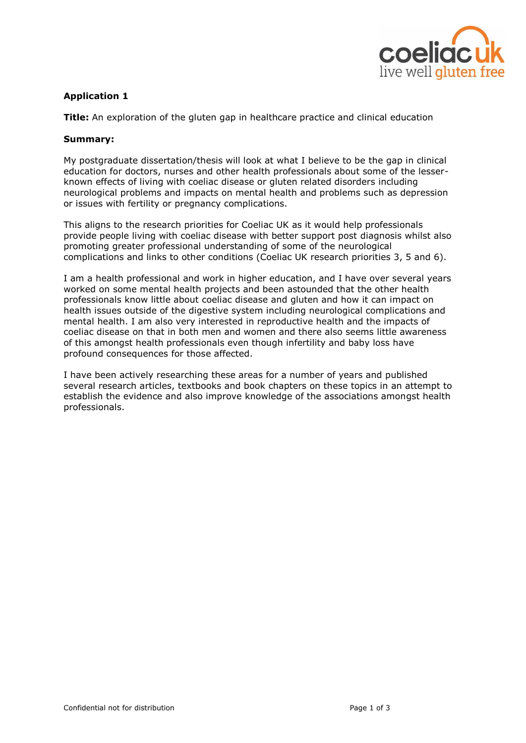**Application 1**

**Title:** An exploration of the gluten gap in healthcare practice and clinical education

**Summary:**

My postgraduate dissertation/thesis will look at what I believe to be the gap in clinical education for doctors, nurses and other health professionals about some of the lesser-known effects of living with coeliac disease or gluten related disorders including neurological problems and impacts on mental health and problems such as depression or issues with fertility or pregnancy complications.

This aligns to the research priorities for Coeliac UK as it would help professionals provide people living with coeliac disease with better support post diagnosis whilst also promoting greater professional understanding of some of the neurological complications and links to other conditions (Coeliac UK research priorities 3, 5 and 6).

I am a health professional and work in higher education, and I have over several years worked on some mental health projects and been astounded that the other health professionals know little about coeliac disease and gluten and how it can impact on health issues outside of the digestive system including neurological complications and mental health. I am also very interested in reproductive health and the impacts of coeliac disease on that in both men and women and there also seems little awareness of this amongst health professionals even though infertility and baby loss have profound consequences for those affected.

I have been actively researching these areas for a number of years and published several research articles, textbooks and book chapters on these topics in an attempt to establish the evidence and also improve knowledge of the associations amongst health professionals.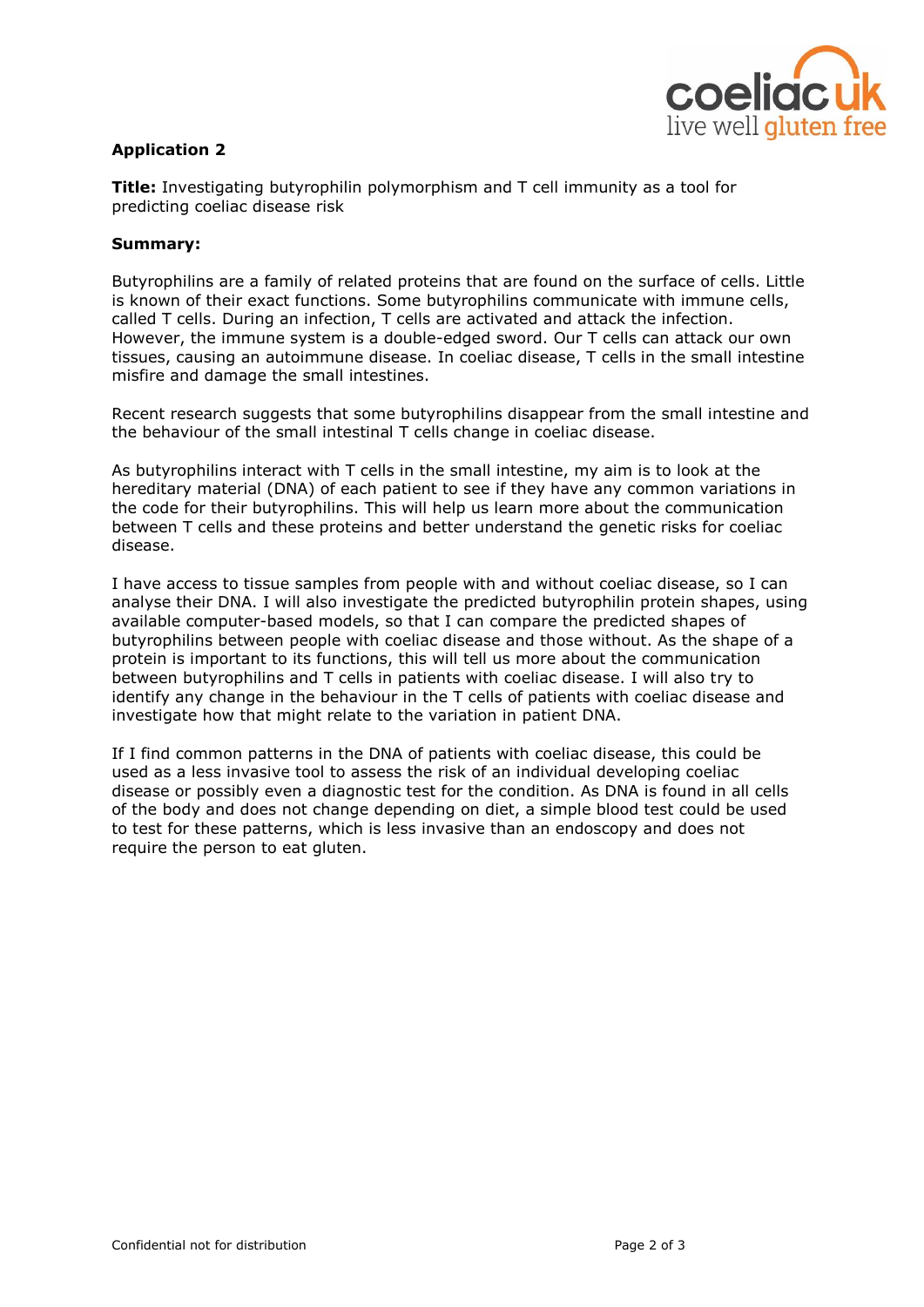**Application 2**

**Title:** Investigating butyrophilin polymorphism and T cell immunity as a tool for predicting coeliac disease risk

**Summary:**

Butyrophilins are a family of related proteins that are found on the surface of cells. Little is known of their exact functions. Some butyrophilins communicate with immune cells, called T cells. During an infection, T cells are activated and attack the infection. However, the immune system is a double-edged sword. Our T cells can attack our own tissues, causing an autoimmune disease. In coeliac disease, T cells in the small intestine misfire and damage the small intestines.

Recent research suggests that some butyrophilins disappear from the small intestine and the behaviour of the small intestinal T cells change in coeliac disease.

As butyrophilins interact with T cells in the small intestine, my aim is to look at the hereditary material (DNA) of each patient to see if they have any common variations in the code for their butyrophilins. This will help us learn more about the communication between T cells and these proteins and better understand the genetic risks for coeliac disease.

I have access to tissue samples from people with and without coeliac disease, so I can analyse their DNA. I will also investigate the predicted butyrophilin protein shapes, using available computer-based models, so that I can compare the predicted shapes of butyrophilins between people with coeliac disease and those without. As the shape of a protein is important to its functions, this will tell us more about the communication between butyrophilins and T cells in patients with coeliac disease. I will also try to identify any change in the behaviour in the T cells of patients with coeliac disease and investigate how that might relate to the variation in patient DNA.

If I find common patterns in the DNA of patients with coeliac disease, this could be used as a less invasive tool to assess the risk of an individual developing coeliac disease or possibly even a diagnostic test for the condition. As DNA is found in all cells of the body and does not change depending on diet, a simple blood test could be used to test for these patterns, which is less invasive than an endoscopy and does not require the person to eat gluten.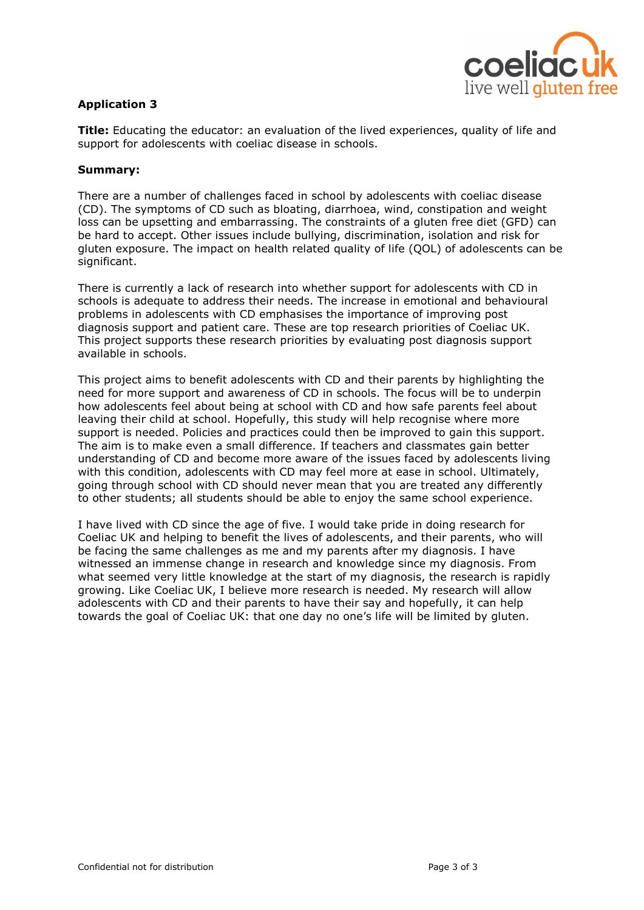**Application 3**

**Title:** Educating the educator: an evaluation of the lived experiences, quality of life and support for adolescents with coeliac disease in schools.

**Summary:**

There are a number of challenges faced in school by adolescents with coeliac disease (CD). The symptoms of CD such as bloating, diarrhoea, wind, constipation and weight loss can be upsetting and embarrassing. The constraints of a gluten free diet (GFD) can be hard to accept. Other issues include bullying, discrimination, isolation and risk for gluten exposure. The impact on health related quality of life (QOL) of adolescents can be significant.

There is currently a lack of research into whether support for adolescents with CD in schools is adequate to address their needs. The increase in emotional and behavioural problems in adolescents with CD emphasises the importance of improving post diagnosis support and patient care. These are top research priorities of Coeliac UK. This project supports these research priorities by evaluating post diagnosis support available in schools.

This project aims to benefit adolescents with CD and their parents by highlighting the need for more support and awareness of CD in schools. The focus will be to underpin how adolescents feel about being at school with CD and how safe parents feel about leaving their child at school. Hopefully, this study will help recognise where more support is needed. Policies and practices could then be improved to gain this support. The aim is to make even a small difference. If teachers and classmates gain better understanding of CD and become more aware of the issues faced by adolescents living with this condition, adolescents with CD may feel more at ease in school. Ultimately, going through school with CD should never mean that you are treated any differently to other students; all students should be able to enjoy the same school experience.

I have lived with CD since the age of five. I would take pride in doing research for Coeliac UK and helping to benefit the lives of adolescents, and their parents, who will be facing the same challenges as me and my parents after my diagnosis. I have witnessed an immense change in research and knowledge since my diagnosis. From what seemed very little knowledge at the start of my diagnosis, the research is rapidly growing. Like Coeliac UK, I believe more research is needed. My research will allow adolescents with CD and their parents to have their say and hopefully, it can help towards the goal of Coeliac UK: that one day no one's life will be limited by gluten.

Confidential not for distribution